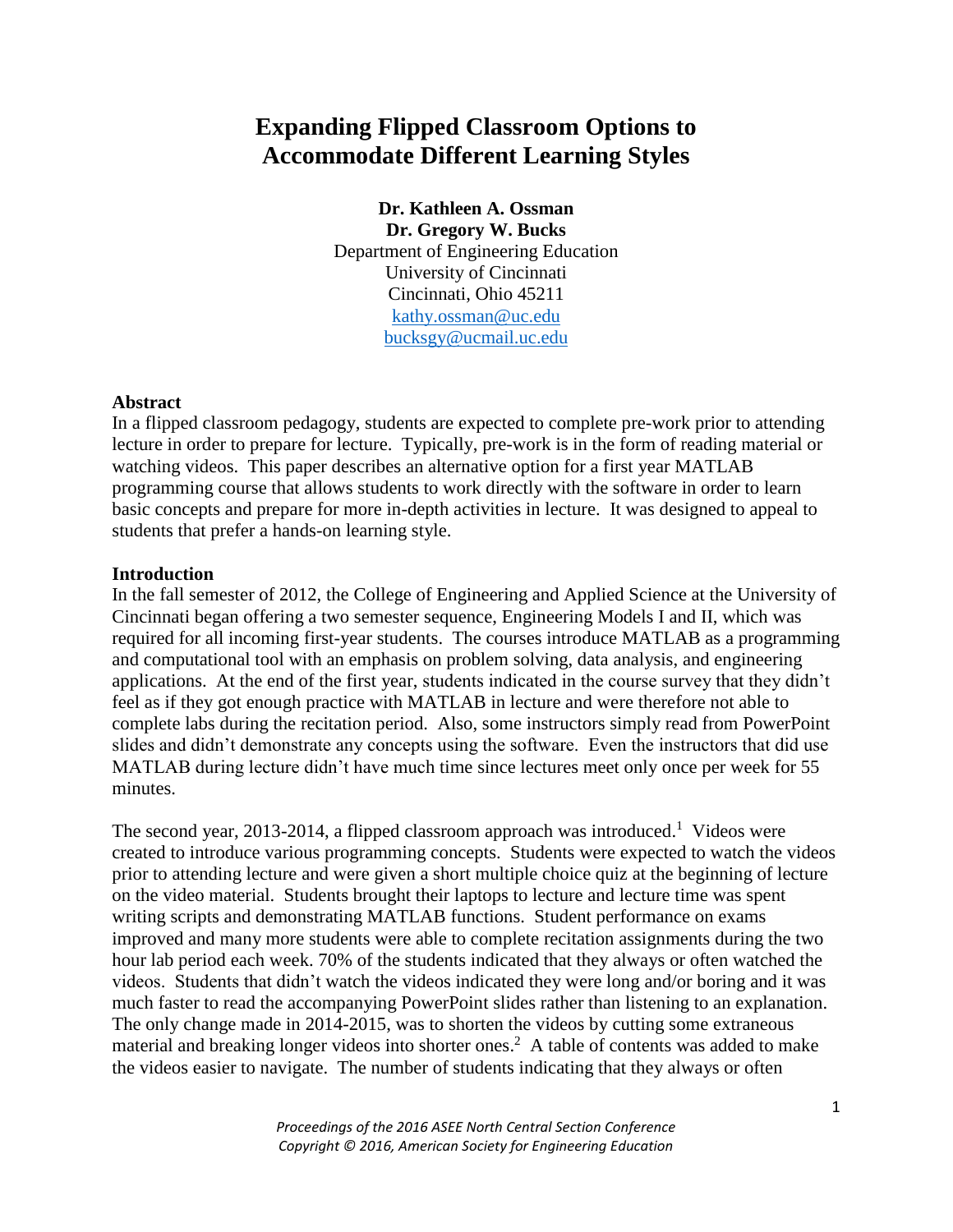# Expanding Flipped Classroom Options to Accommodate Different Learning Styles

**Dr. Kathleen A. Ossman**
**Dr. Gregory W. Bucks**
Department of Engineering Education
University of Cincinnati
Cincinnati, Ohio 45211
kathy.ossman@uc.edu
bucksgy@ucmail.uc.edu

## Abstract

In a flipped classroom pedagogy, students are expected to complete pre-work prior to attending lecture in order to prepare for lecture. Typically, pre-work is in the form of reading material or watching videos. This paper describes an alternative option for a first year MATLAB programming course that allows students to work directly with the software in order to learn basic concepts and prepare for more in-depth activities in lecture. It was designed to appeal to students that prefer a hands-on learning style.

## Introduction

In the fall semester of 2012, the College of Engineering and Applied Science at the University of Cincinnati began offering a two semester sequence, Engineering Models I and II, which was required for all incoming first-year students. The courses introduce MATLAB as a programming and computational tool with an emphasis on problem solving, data analysis, and engineering applications. At the end of the first year, students indicated in the course survey that they didn't feel as if they got enough practice with MATLAB in lecture and were therefore not able to complete labs during the recitation period. Also, some instructors simply read from PowerPoint slides and didn't demonstrate any concepts using the software. Even the instructors that did use MATLAB during lecture didn't have much time since lectures meet only once per week for 55 minutes.

The second year, 2013-2014, a flipped classroom approach was introduced.[1] Videos were created to introduce various programming concepts. Students were expected to watch the videos prior to attending lecture and were given a short multiple choice quiz at the beginning of lecture on the video material. Students brought their laptops to lecture and lecture time was spent writing scripts and demonstrating MATLAB functions. Student performance on exams improved and many more students were able to complete recitation assignments during the two hour lab period each week. 70% of the students indicated that they always or often watched the videos. Students that didn't watch the videos indicated they were long and/or boring and it was much faster to read the accompanying PowerPoint slides rather than listening to an explanation. The only change made in 2014-2015, was to shorten the videos by cutting some extraneous material and breaking longer videos into shorter ones.[2] A table of contents was added to make the videos easier to navigate. The number of students indicating that they always or often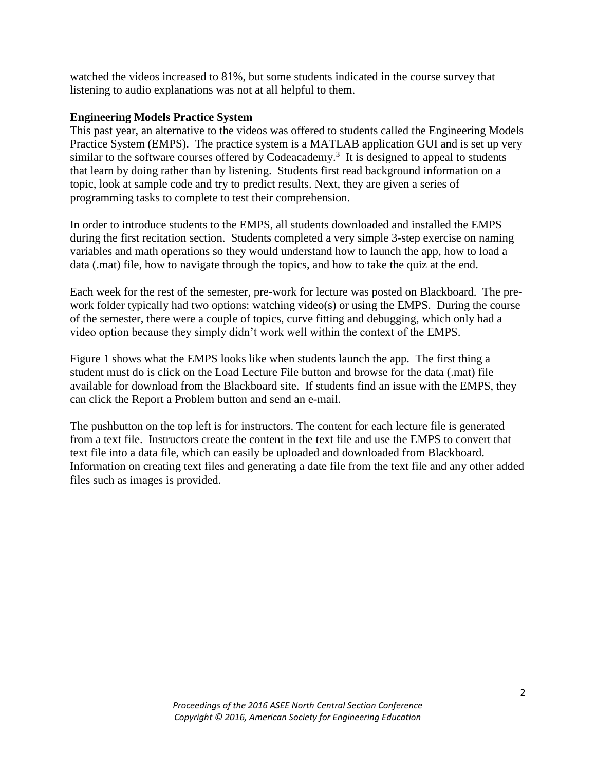watched the videos increased to 81%, but some students indicated in the course survey that listening to audio explanations was not at all helpful to them.

**Engineering Models Practice System**

This past year, an alternative to the videos was offered to students called the Engineering Models Practice System (EMPS). The practice system is a MATLAB application GUI and is set up very similar to the software courses offered by Codeacademy.[3] It is designed to appeal to students that learn by doing rather than by listening. Students first read background information on a topic, look at sample code and try to predict results. Next, they are given a series of programming tasks to complete to test their comprehension.

In order to introduce students to the EMPS, all students downloaded and installed the EMPS during the first recitation section. Students completed a very simple 3-step exercise on naming variables and math operations so they would understand how to launch the app, how to load a data (.mat) file, how to navigate through the topics, and how to take the quiz at the end.

Each week for the rest of the semester, pre-work for lecture was posted on Blackboard. The pre-work folder typically had two options: watching video(s) or using the EMPS. During the course of the semester, there were a couple of topics, curve fitting and debugging, which only had a video option because they simply didn't work well within the context of the EMPS.

Figure 1 shows what the EMPS looks like when students launch the app. The first thing a student must do is click on the Load Lecture File button and browse for the data (.mat) file available for download from the Blackboard site. If students find an issue with the EMPS, they can click the Report a Problem button and send an e-mail.

The pushbutton on the top left is for instructors. The content for each lecture file is generated from a text file. Instructors create the content in the text file and use the EMPS to convert that text file into a data file, which can easily be uploaded and downloaded from Blackboard. Information on creating text files and generating a date file from the text file and any other added files such as images is provided.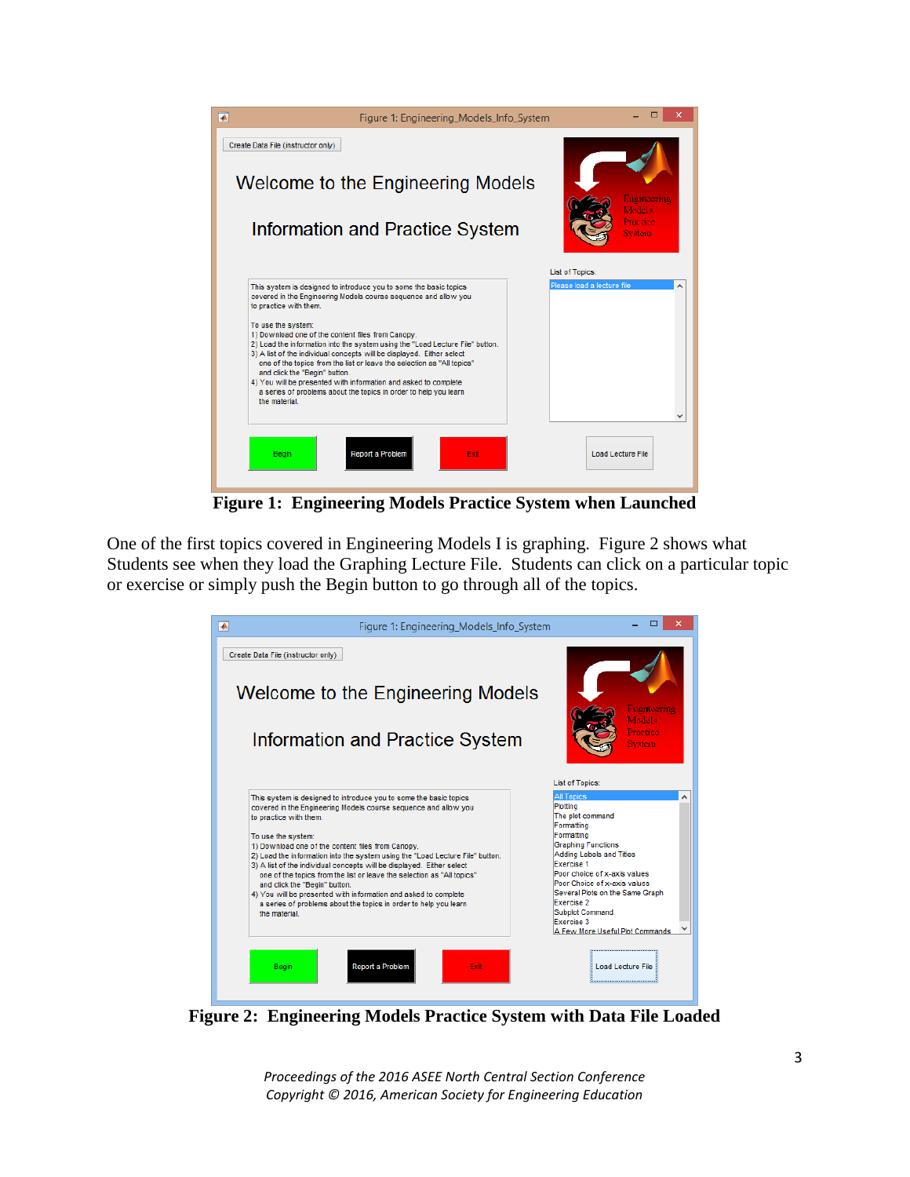**Figure 1: Engineering Models Practice System when Launched**

One of the first topics covered in Engineering Models I is graphing. Figure 2 shows what Students see when they load the Graphing Lecture File. Students can click on a particular topic or exercise or simply push the Begin button to go through all of the topics.

**Figure 2: Engineering Models Practice System with Data File Loaded**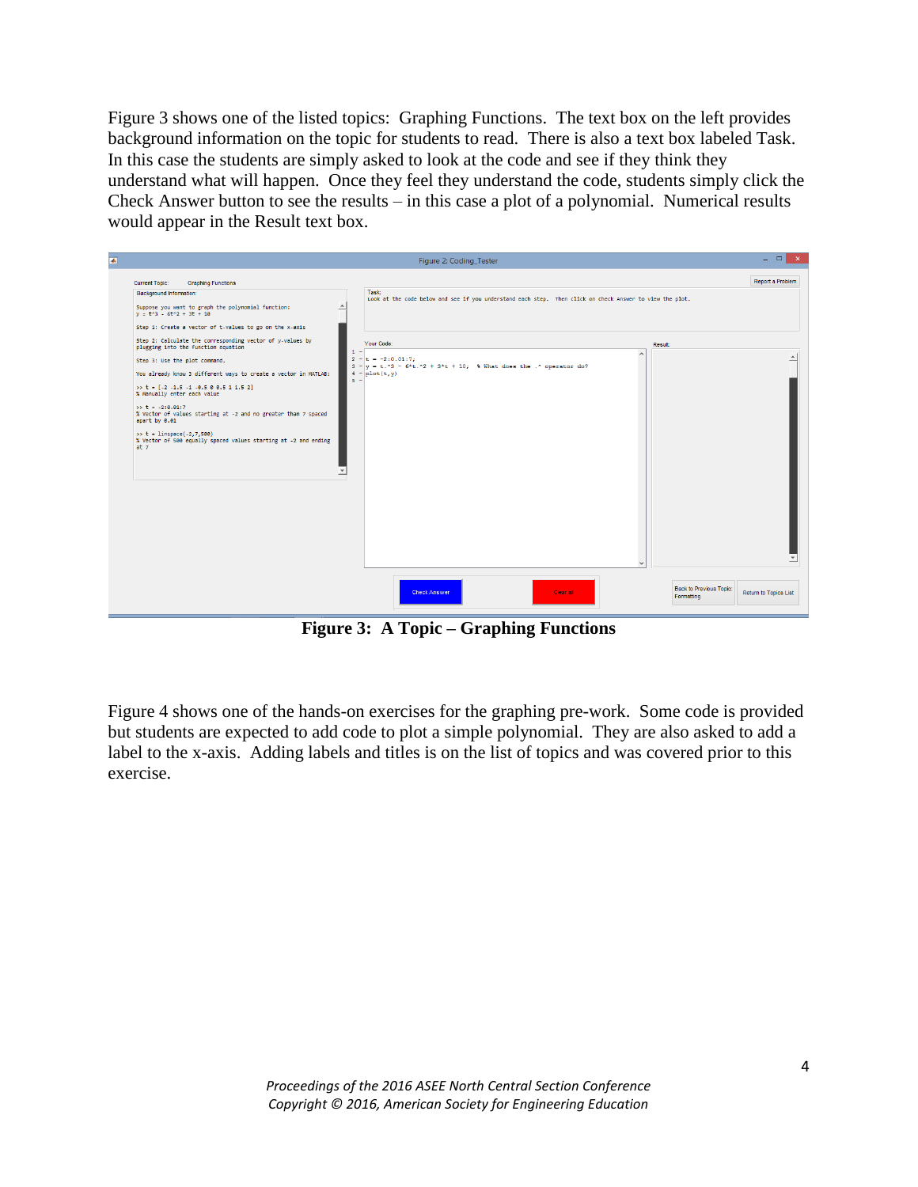Figure 3 shows one of the listed topics: Graphing Functions. The text box on the left provides background information on the topic for students to read. There is also a text box labeled Task. In this case the students are simply asked to look at the code and see if they think they understand what will happen. Once they feel they understand the code, students simply click the Check Answer button to see the results – in this case a plot of a polynomial. Numerical results would appear in the Result text box.

**Figure 3: A Topic – Graphing Functions**

Figure 4 shows one of the hands-on exercises for the graphing pre-work. Some code is provided but students are expected to add code to plot a simple polynomial. They are also asked to add a label to the x-axis. Adding labels and titles is on the list of topics and was covered prior to this exercise.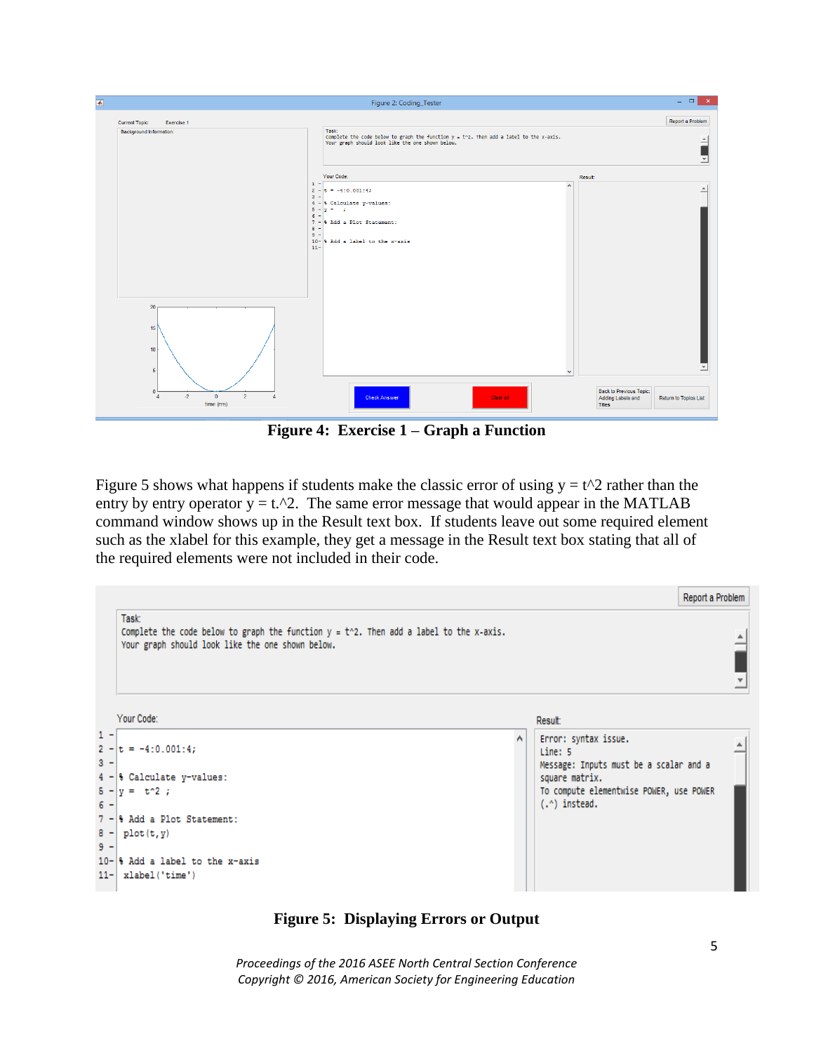**Figure 4: Exercise 1 – Graph a Function**

Figure 5 shows what happens if students make the classic error of using y = t^2 rather than the entry by entry operator y = t.^2. The same error message that would appear in the MATLAB command window shows up in the Result text box. If students leave out some required element such as the xlabel for this example, they get a message in the Result text box stating that all of the required elements were not included in their code.

**Figure 5: Displaying Errors or Output**

*Proceedings of the 2016 ASEE North Central Section Conference*
*Copyright © 2016, American Society for Engineering Education*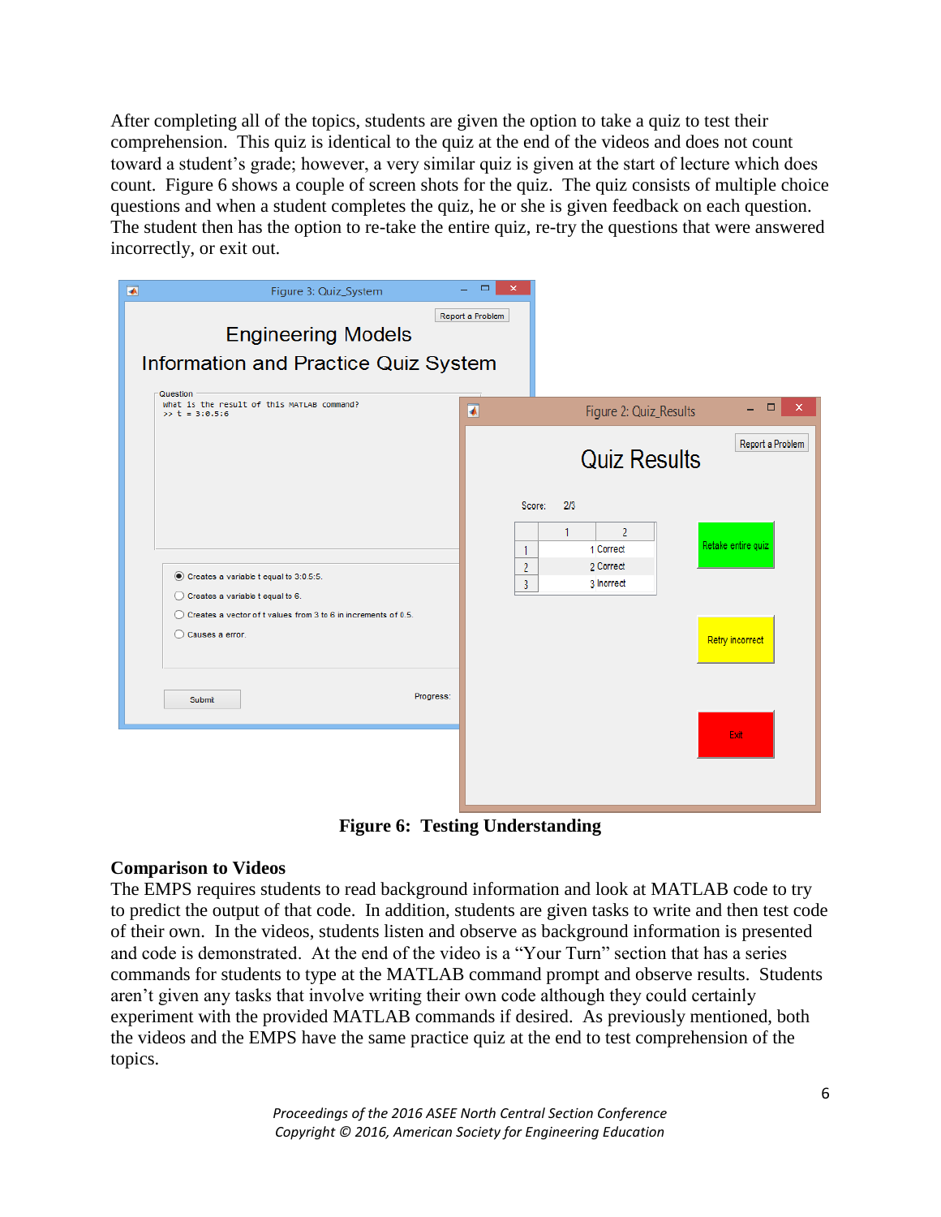After completing all of the topics, students are given the option to take a quiz to test their comprehension. This quiz is identical to the quiz at the end of the videos and does not count toward a student's grade; however, a very similar quiz is given at the start of lecture which does count. Figure 6 shows a couple of screen shots for the quiz. The quiz consists of multiple choice questions and when a student completes the quiz, he or she is given feedback on each question. The student then has the option to re-take the entire quiz, re-try the questions that were answered incorrectly, or exit out.

**Figure 6: Testing Understanding**

### Comparison to Videos

The EMPS requires students to read background information and look at MATLAB code to try to predict the output of that code. In addition, students are given tasks to write and then test code of their own. In the videos, students listen and observe as background information is presented and code is demonstrated. At the end of the video is a "Your Turn" section that has a series commands for students to type at the MATLAB command prompt and observe results. Students aren't given any tasks that involve writing their own code although they could certainly experiment with the provided MATLAB commands if desired. As previously mentioned, both the videos and the EMPS have the same practice quiz at the end to test comprehension of the topics.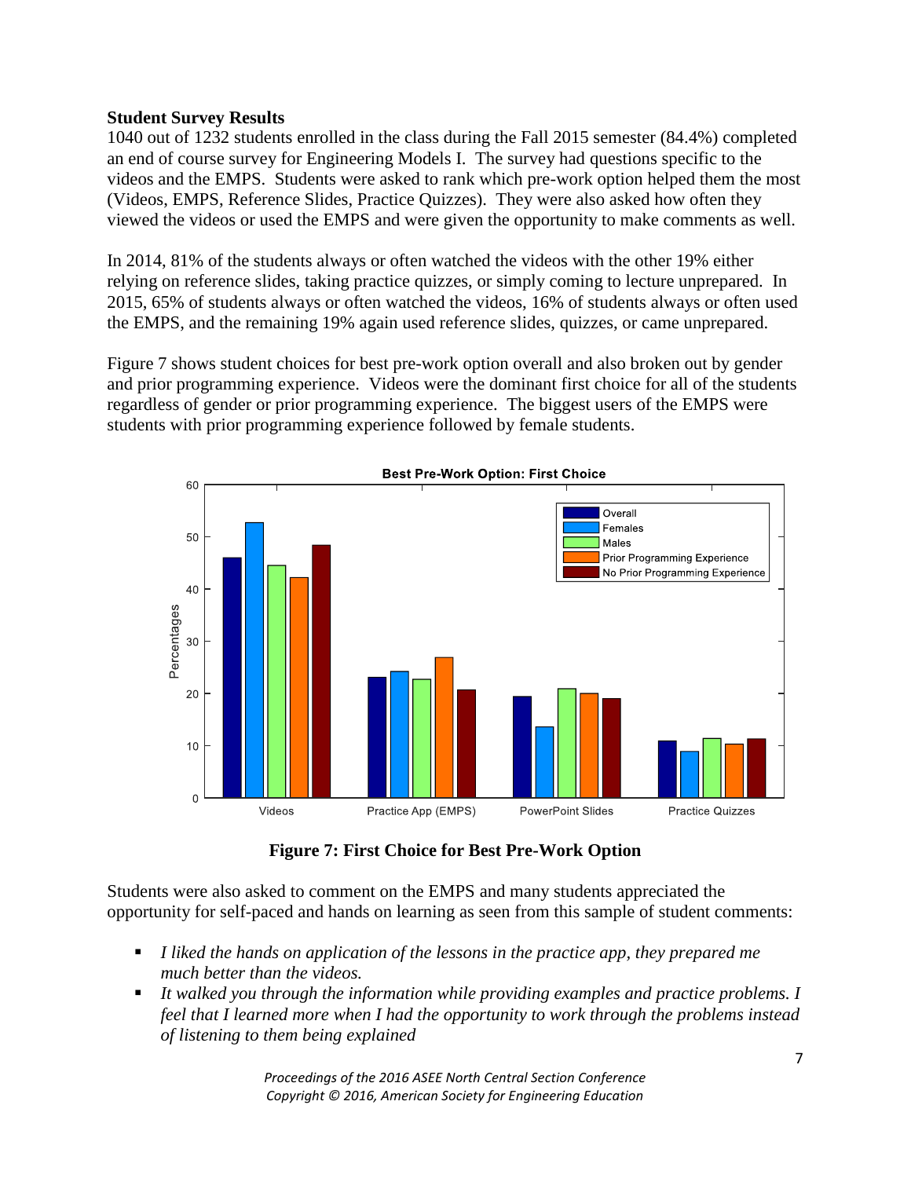**Student Survey Results**

1040 out of 1232 students enrolled in the class during the Fall 2015 semester (84.4%) completed an end of course survey for Engineering Models I. The survey had questions specific to the videos and the EMPS. Students were asked to rank which pre-work option helped them the most (Videos, EMPS, Reference Slides, Practice Quizzes). They were also asked how often they viewed the videos or used the EMPS and were given the opportunity to make comments as well.

In 2014, 81% of the students always or often watched the videos with the other 19% either relying on reference slides, taking practice quizzes, or simply coming to lecture unprepared. In 2015, 65% of students always or often watched the videos, 16% of students always or often used the EMPS, and the remaining 19% again used reference slides, quizzes, or came unprepared.

Figure 7 shows student choices for best pre-work option overall and also broken out by gender and prior programming experience. Videos were the dominant first choice for all of the students regardless of gender or prior programming experience. The biggest users of the EMPS were students with prior programming experience followed by female students.

**Figure 7: First Choice for Best Pre-Work Option**

Students were also asked to comment on the EMPS and many students appreciated the opportunity for self-paced and hands on learning as seen from this sample of student comments:

- *I liked the hands on application of the lessons in the practice app, they prepared me much better than the videos.*
- *It walked you through the information while providing examples and practice problems. I feel that I learned more when I had the opportunity to work through the problems instead of listening to them being explained*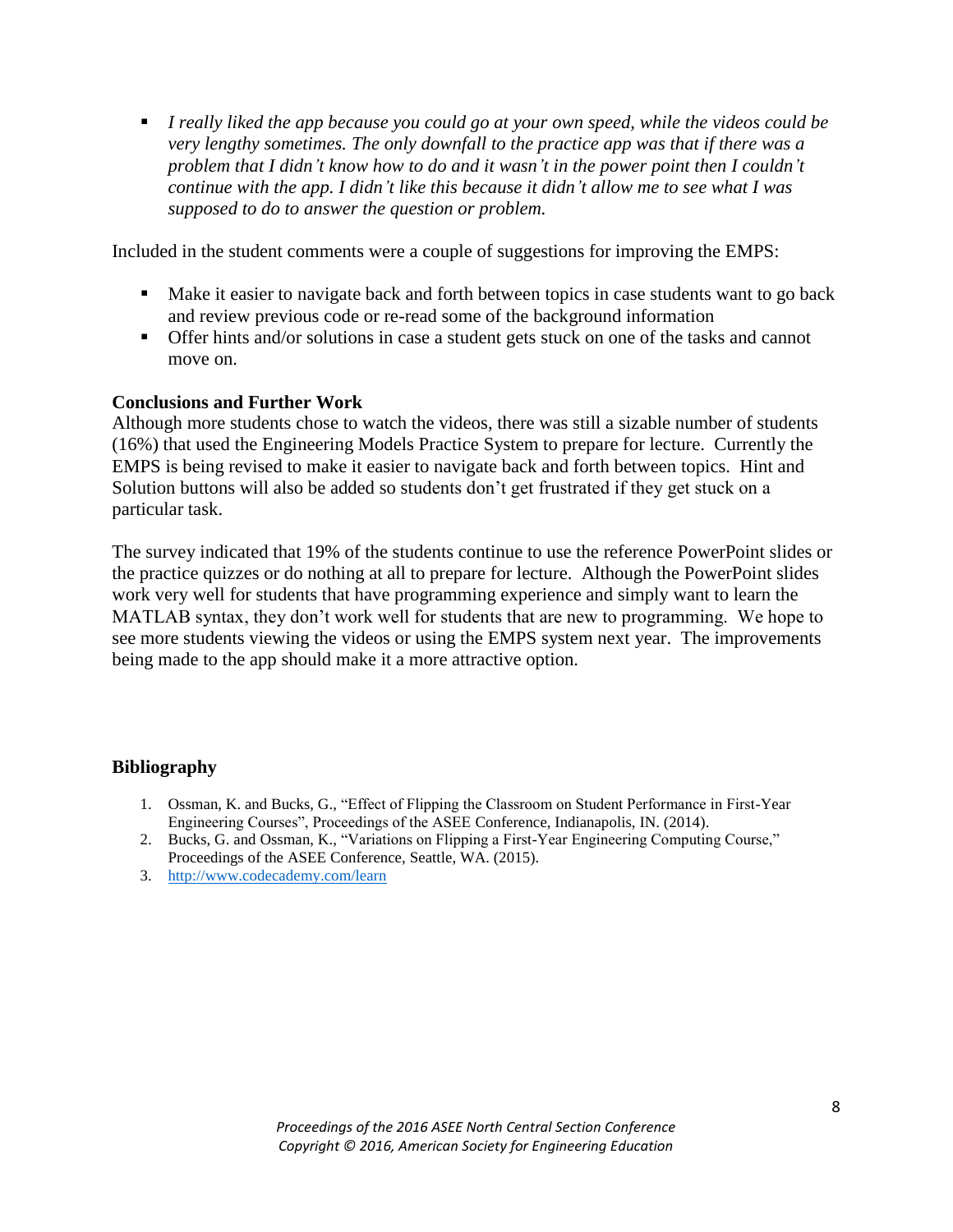- *I really liked the app because you could go at your own speed, while the videos could be very lengthy sometimes. The only downfall to the practice app was that if there was a problem that I didn't know how to do and it wasn't in the power point then I couldn't continue with the app. I didn't like this because it didn't allow me to see what I was supposed to do to answer the question or problem.*

Included in the student comments were a couple of suggestions for improving the EMPS:

- Make it easier to navigate back and forth between topics in case students want to go back and review previous code or re-read some of the background information
- Offer hints and/or solutions in case a student gets stuck on one of the tasks and cannot move on.

## Conclusions and Further Work

Although more students chose to watch the videos, there was still a sizable number of students (16%) that used the Engineering Models Practice System to prepare for lecture. Currently the EMPS is being revised to make it easier to navigate back and forth between topics. Hint and Solution buttons will also be added so students don't get frustrated if they get stuck on a particular task.

The survey indicated that 19% of the students continue to use the reference PowerPoint slides or the practice quizzes or do nothing at all to prepare for lecture. Although the PowerPoint slides work very well for students that have programming experience and simply want to learn the MATLAB syntax, they don't work well for students that are new to programming. We hope to see more students viewing the videos or using the EMPS system next year. The improvements being made to the app should make it a more attractive option.

## Bibliography

1. Ossman, K. and Bucks, G., "Effect of Flipping the Classroom on Student Performance in First-Year Engineering Courses", Proceedings of the ASEE Conference, Indianapolis, IN. (2014).
2. Bucks, G. and Ossman, K., "Variations on Flipping a First-Year Engineering Computing Course," Proceedings of the ASEE Conference, Seattle, WA. (2015).
3. http://www.codecademy.com/learn